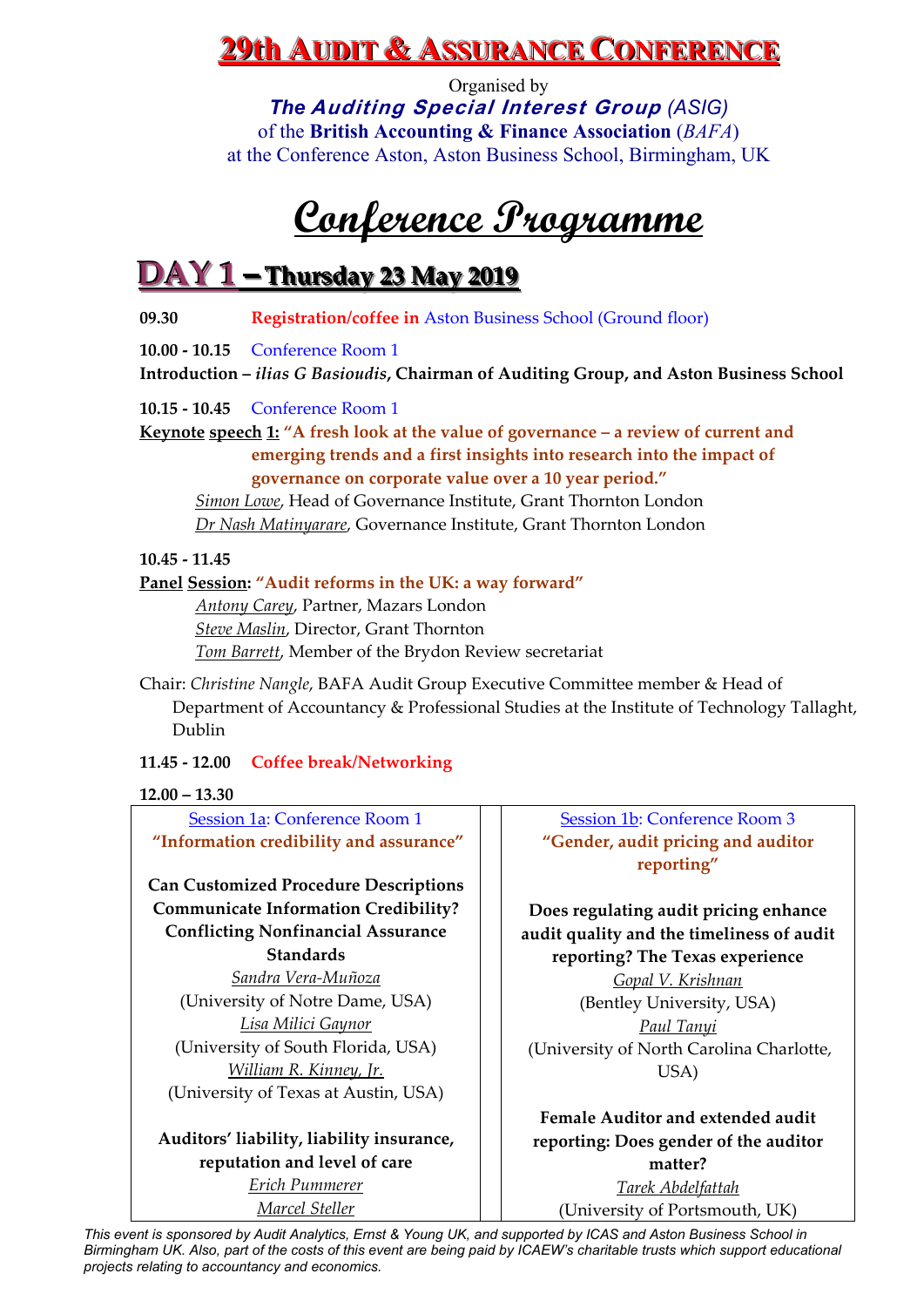# 29th Audit & Assurance Conference

Organised by
***The Auditing Special Interest Group*** *(ASIG)*
of the **British Accounting & Finance Association** (*BAFA*)
at the Conference Aston, Aston Business School, Birmingham, UK

# Conference Programme

## DAY 1 – Thursday 23 May 2019

**09.30** **Registration/coffee in** Aston Business School (Ground floor)

**10.00 - 10.15** Conference Room 1
**Introduction –** ***ilias G Basioudis*****, Chairman of Auditing Group, and Aston Business School**

**10.15 - 10.45** Conference Room 1
**Keynote speech 1: "A fresh look at the value of governance – a review of current and emerging trends and a first insights into research into the impact of governance on corporate value over a 10 year period."**

*Simon Lowe*, Head of Governance Institute, Grant Thornton London
*Dr Nash Matinyarare*, Governance Institute, Grant Thornton London

**10.45 - 11.45**
**Panel Session: "Audit reforms in the UK: a way forward"**

*Antony Carey*, Partner, Mazars London
*Steve Maslin*, Director, Grant Thornton
*Tom Barrett*, Member of the Brydon Review secretariat

Chair: *Christine Nangle*, BAFA Audit Group Executive Committee member & Head of Department of Accountancy & Professional Studies at the Institute of Technology Tallaght, Dublin

**11.45 - 12.00** **Coffee break/Networking**

**12.00 – 13.30**

Session 1a: Conference Room 1
**"Information credibility and assurance"**

**Can Customized Procedure Descriptions Communicate Information Credibility? Conflicting Nonfinancial Assurance Standards**
*Sandra Vera-Muñoza*
(University of Notre Dame, USA)
*Lisa Milici Gaynor*
(University of South Florida, USA)
*William R. Kinney, Jr.*
(University of Texas at Austin, USA)

**Auditors' liability, liability insurance, reputation and level of care**
*Erich Pummerer*
*Marcel Steller*

Session 1b: Conference Room 3
**"Gender, audit pricing and auditor reporting"**

**Does regulating audit pricing enhance audit quality and the timeliness of audit reporting? The Texas experience**
*Gopal V. Krishnan*
(Bentley University, USA)
*Paul Tanyi*
(University of North Carolina Charlotte, USA)

**Female Auditor and extended audit reporting: Does gender of the auditor matter?**
*Tarek Abdelfattah*
(University of Portsmouth, UK)

*This event is sponsored by Audit Analytics, Ernst & Young UK, and supported by ICAS and Aston Business School in Birmingham UK. Also, part of the costs of this event are being paid by ICAEW's charitable trusts which support educational projects relating to accountancy and economics.*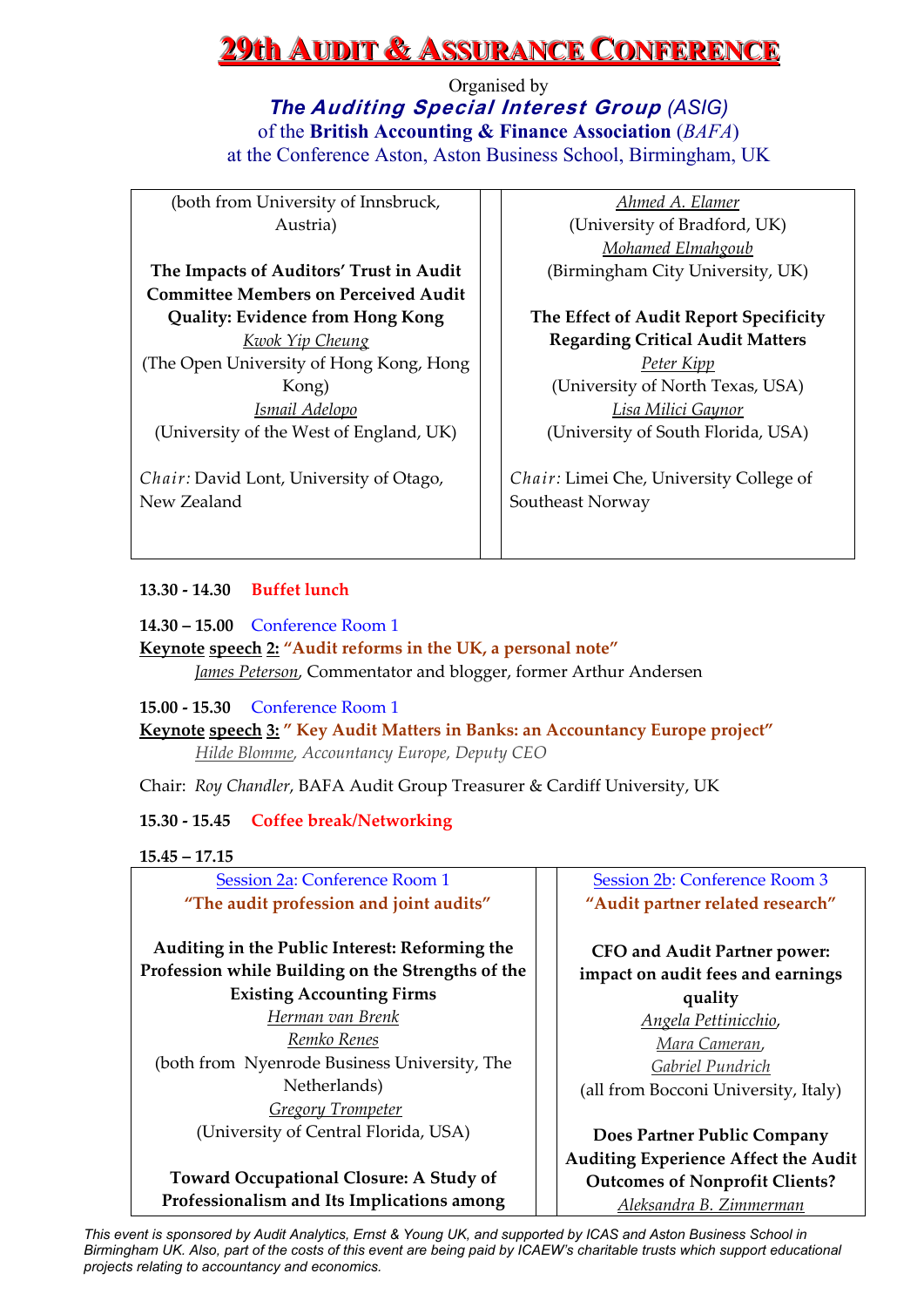# 29th Audit & Assurance Conference

Organised by
***The Auditing Special Interest Group** (ASIG)*
of the **British Accounting & Finance Association** (*BAFA*)
at the Conference Aston, Aston Business School, Birmingham, UK

(both from University of Innsbruck, Austria)

**The Impacts of Auditors' Trust in Audit Committee Members on Perceived Audit Quality: Evidence from Hong Kong**
Kwok Yip Cheung
(The Open University of Hong Kong, Hong Kong)
Ismail Adelopo
(University of the West of England, UK)

*Chair:* David Lont, University of Otago, New Zealand

Ahmed A. Elamer
(University of Bradford, UK)
Mohamed Elmahgoub
(Birmingham City University, UK)

**The Effect of Audit Report Specificity Regarding Critical Audit Matters**
Peter Kipp
(University of North Texas, USA)
Lisa Milici Gaynor
(University of South Florida, USA)

*Chair:* Limei Che, University College of Southeast Norway

**13.30 - 14.30** **Buffet lunch**

**14.30 – 15.00** Conference Room 1
**Keynote speech 2: "Audit reforms in the UK, a personal note"**
James Peterson, Commentator and blogger, former Arthur Andersen

**15.00 - 15.30** Conference Room 1
**Keynote speech 3: " Key Audit Matters in Banks: an Accountancy Europe project"**
*Hilde Blomme, Accountancy Europe, Deputy CEO*

Chair: *Roy Chandler*, BAFA Audit Group Treasurer & Cardiff University, UK

**15.30 - 15.45** **Coffee break/Networking**

**15.45 – 17.15**

Session 2a: Conference Room 1
**"The audit profession and joint audits"**

**Auditing in the Public Interest: Reforming the Profession while Building on the Strengths of the Existing Accounting Firms**
Herman van Brenk
Remko Renes
(both from Nyenrode Business University, The Netherlands)
Gregory Trompeter
(University of Central Florida, USA)

**Toward Occupational Closure: A Study of Professionalism and Its Implications among**

Session 2b: Conference Room 3
**"Audit partner related research"**

**CFO and Audit Partner power: impact on audit fees and earnings quality**
Angela Pettinicchio,
Mara Cameran,
Gabriel Pundrich
(all from Bocconi University, Italy)

**Does Partner Public Company Auditing Experience Affect the Audit Outcomes of Nonprofit Clients?**
Aleksandra B. Zimmerman

*This event is sponsored by Audit Analytics, Ernst & Young UK, and supported by ICAS and Aston Business School in Birmingham UK. Also, part of the costs of this event are being paid by ICAEW's charitable trusts which support educational projects relating to accountancy and economics.*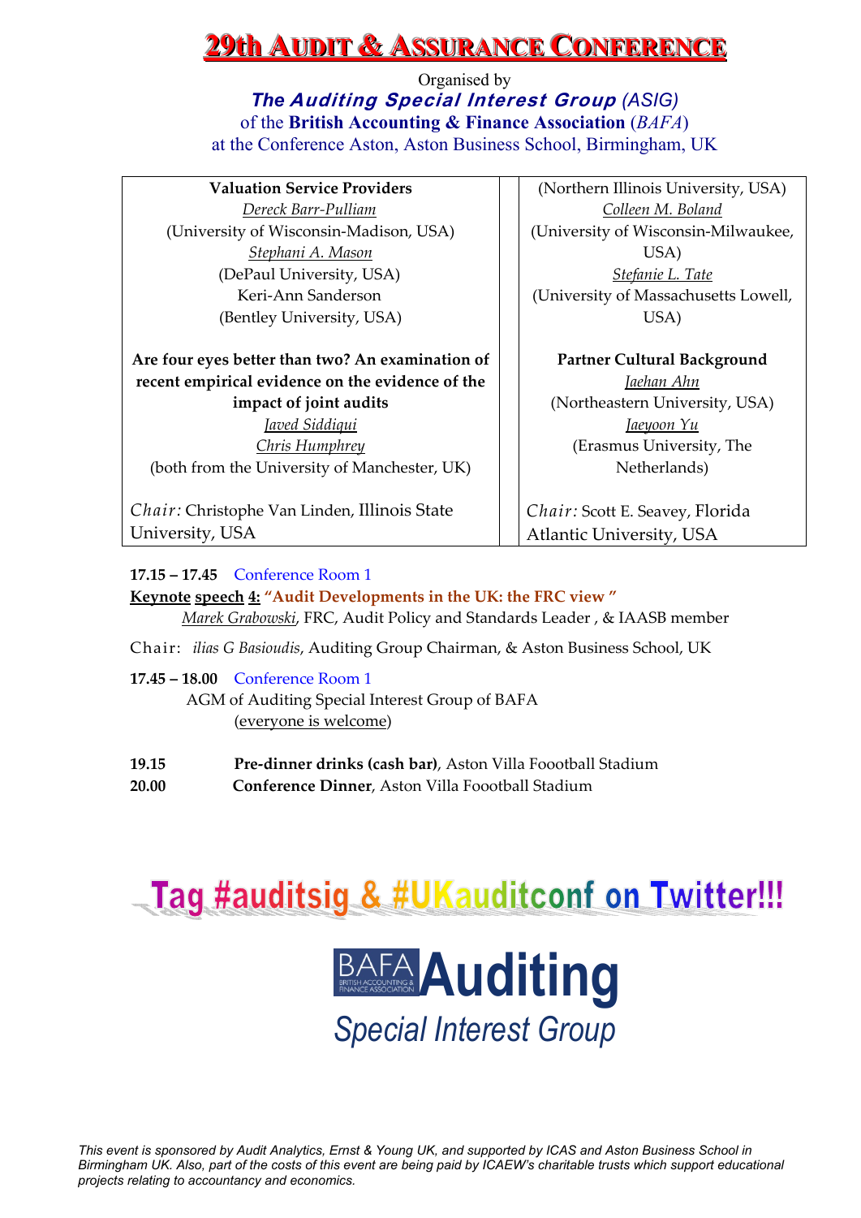# 29th Audit & Assurance Conference

Organised by
***The Auditing Special Interest Group*** *(ASIG)*
of the **British Accounting & Finance Association** (*BAFA*)
at the Conference Aston, Aston Business School, Birmingham, UK

| | |
|---|---|
| **Valuation Service Providers**<br>Dereck Barr-Pulliam<br>(University of Wisconsin-Madison, USA)<br>Stephani A. Mason<br>(DePaul University, USA)<br>Keri-Ann Sanderson<br>(Bentley University, USA)<br><br>**Are four eyes better than two? An examination of recent empirical evidence on the evidence of the impact of joint audits**<br>Javed Siddiqui<br>Chris Humphrey<br>(both from the University of Manchester, UK)<br><br>*Chair:* Christophe Van Linden, Illinois State University, USA | (Northern Illinois University, USA)<br>Colleen M. Boland<br>(University of Wisconsin-Milwaukee, USA)<br>Stefanie L. Tate<br>(University of Massachusetts Lowell, USA)<br><br>**Partner Cultural Background**<br>Jaehan Ahn<br>(Northeastern University, USA)<br>Jaeyoon Yu<br>(Erasmus University, The Netherlands)<br><br>*Chair:* Scott E. Seavey, Florida Atlantic University, USA |

**17.15 – 17.45** Conference Room 1

**Keynote speech 4: "Audit Developments in the UK: the FRC view "**

*Marek Grabowski*, FRC, Audit Policy and Standards Leader , & IAASB member

Chair: *ilias G Basioudis*, Auditing Group Chairman, & Aston Business School, UK

**17.45 – 18.00** Conference Room 1

AGM of Auditing Special Interest Group of BAFA
(everyone is welcome)

**19.15** **Pre-dinner drinks (cash bar)**, Aston Villa Foootball Stadium

**20.00** **Conference Dinner**, Aston Villa Foootball Stadium

Tag #auditsig & #UKauditconf on Twitter!!!

BAFA Auditing
*Special Interest Group*

*This event is sponsored by Audit Analytics, Ernst & Young UK, and supported by ICAS and Aston Business School in Birmingham UK. Also, part of the costs of this event are being paid by ICAEW's charitable trusts which support educational projects relating to accountancy and economics.*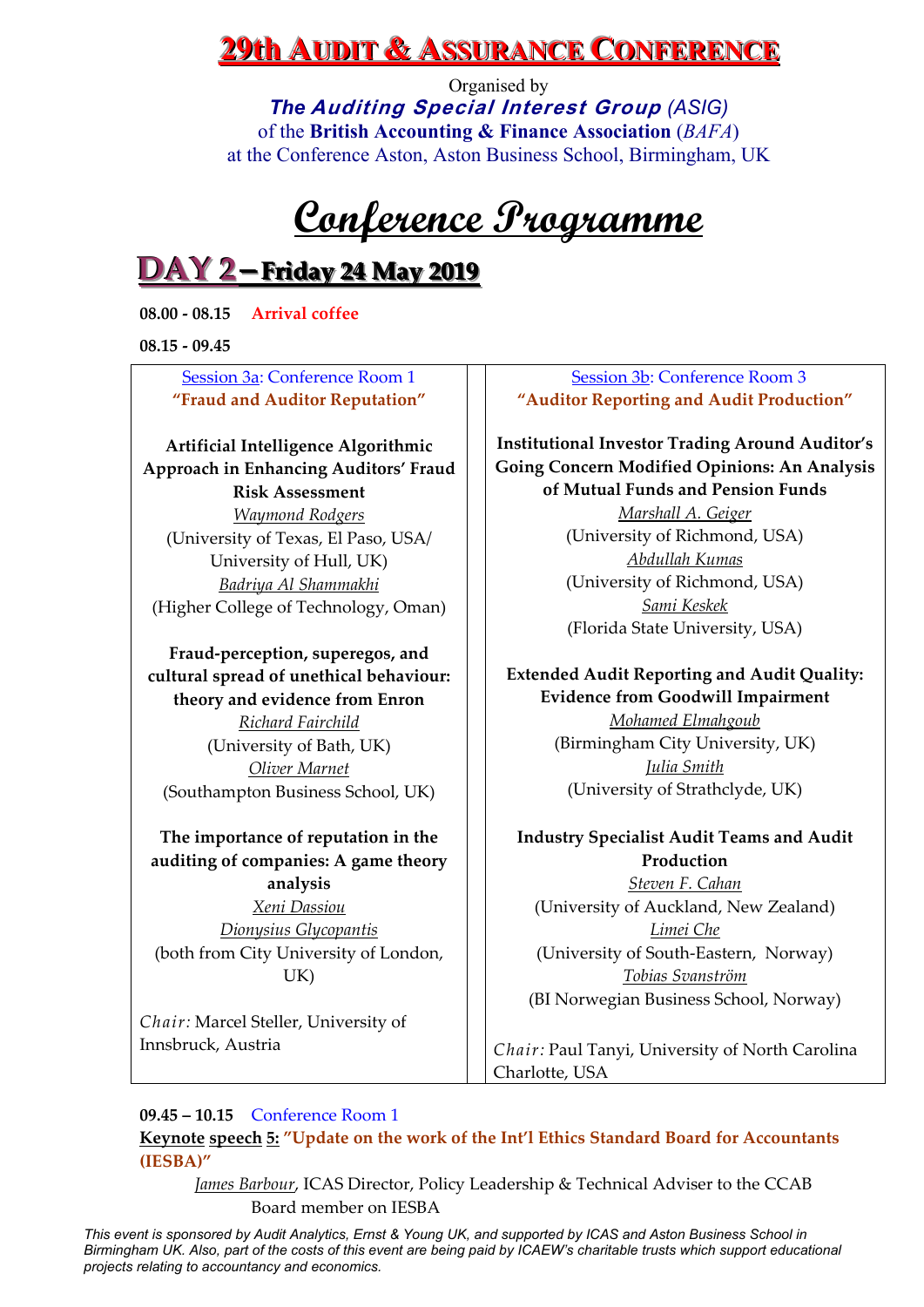# 29th Audit & Assurance Conference

Organised by

***The Auditing Special Interest Group** (ASIG)*

of the **British Accounting & Finance Association** (*BAFA*)

at the Conference Aston, Aston Business School, Birmingham, UK

# Conference Programme

## DAY 2 – Friday 24 May 2019

**08.00 - 08.15** **Arrival coffee**

**08.15 - 09.45**

Session 3a: Conference Room 1
**"Fraud and Auditor Reputation"**

**Artificial Intelligence Algorithmic Approach in Enhancing Auditors' Fraud Risk Assessment**
Waymond Rodgers
(University of Texas, El Paso, USA/ University of Hull, UK)
Badriya Al Shammakhi
(Higher College of Technology, Oman)

**Fraud-perception, superegos, and cultural spread of unethical behaviour: theory and evidence from Enron**
Richard Fairchild
(University of Bath, UK)
Oliver Marnet
(Southampton Business School, UK)

**The importance of reputation in the auditing of companies: A game theory analysis**
Xeni Dassiou
Dionysius Glycopantis
(both from City University of London, UK)

*Chair:* Marcel Steller, University of Innsbruck, Austria

Session 3b: Conference Room 3
**"Auditor Reporting and Audit Production"**

**Institutional Investor Trading Around Auditor's Going Concern Modified Opinions: An Analysis of Mutual Funds and Pension Funds**
Marshall A. Geiger
(University of Richmond, USA)
Abdullah Kumas
(University of Richmond, USA)
Sami Keskek
(Florida State University, USA)

**Extended Audit Reporting and Audit Quality: Evidence from Goodwill Impairment**
Mohamed Elmahgoub
(Birmingham City University, UK)
Julia Smith
(University of Strathclyde, UK)

**Industry Specialist Audit Teams and Audit Production**
Steven F. Cahan
(University of Auckland, New Zealand)
Limei Che
(University of South-Eastern, Norway)
Tobias Svanström
(BI Norwegian Business School, Norway)

*Chair:* Paul Tanyi, University of North Carolina Charlotte, USA

**09.45 – 10.15** Conference Room 1

**Keynote speech 5: "Update on the work of the Int'l Ethics Standard Board for Accountants (IESBA)"**

James Barbour, ICAS Director, Policy Leadership & Technical Adviser to the CCAB Board member on IESBA

*This event is sponsored by Audit Analytics, Ernst & Young UK, and supported by ICAS and Aston Business School in Birmingham UK. Also, part of the costs of this event are being paid by ICAEW's charitable trusts which support educational projects relating to accountancy and economics.*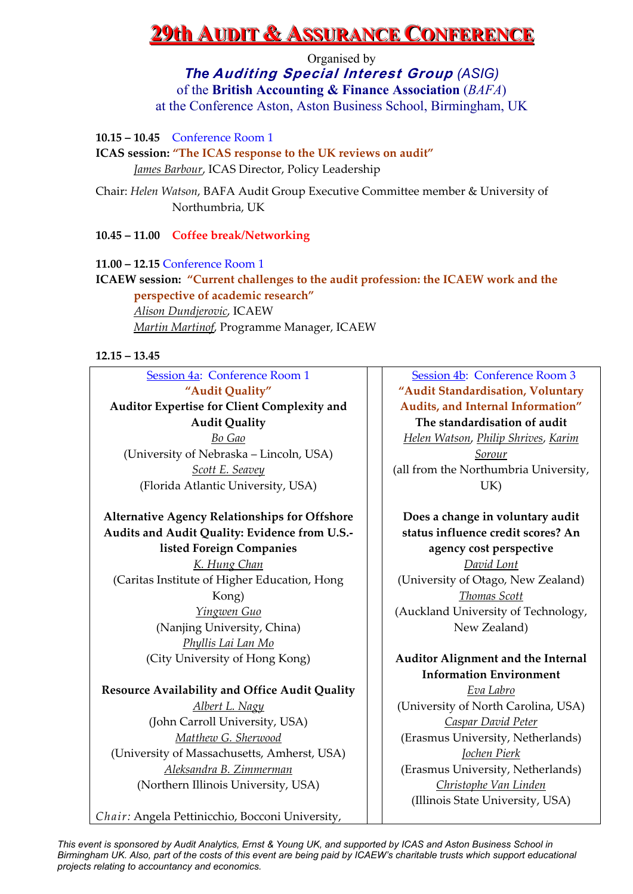# 29th Audit & Assurance Conference

Organised by

***The Auditing Special Interest Group*** *(ASIG)*

of the **British Accounting & Finance Association** (*BAFA*)

at the Conference Aston, Aston Business School, Birmingham, UK

**10.15 – 10.45** Conference Room 1

**ICAS session: "The ICAS response to the UK reviews on audit"**

*James Barbour*, ICAS Director, Policy Leadership

Chair: *Helen Watson*, BAFA Audit Group Executive Committee member & University of Northumbria, UK

**10.45 – 11.00 Coffee break/Networking**

**11.00 – 12.15** Conference Room 1

**ICAEW session: "Current challenges to the audit profession: the ICAEW work and the perspective of academic research"**

*Alison Dundjerovic*, ICAEW

*Martin Martinof*, Programme Manager, ICAEW

**12.15 – 13.45**

Session 4a: Conference Room 1

**"Audit Quality"**

**Auditor Expertise for Client Complexity and Audit Quality**

*Bo Gao*

(University of Nebraska – Lincoln, USA)

*Scott E. Seavey*

(Florida Atlantic University, USA)

**Alternative Agency Relationships for Offshore Audits and Audit Quality: Evidence from U.S.-listed Foreign Companies**

*K. Hung Chan*

(Caritas Institute of Higher Education, Hong Kong)

*Yingwen Guo*

(Nanjing University, China)

*Phyllis Lai Lan Mo*

(City University of Hong Kong)

**Resource Availability and Office Audit Quality**

*Albert L. Nagy*

(John Carroll University, USA)

*Matthew G. Sherwood*

(University of Massachusetts, Amherst, USA)

*Aleksandra B. Zimmerman*

(Northern Illinois University, USA)

*Chair:* Angela Pettinicchio, Bocconi University,

Session 4b: Conference Room 3

**"Audit Standardisation, Voluntary Audits, and Internal Information"**

**The standardisation of audit**

*Helen Watson*, *Philip Shrives*, *Karim Sorour*

(all from the Northumbria University, UK)

**Does a change in voluntary audit status influence credit scores? An agency cost perspective**

*David Lont*

(University of Otago, New Zealand)

*Thomas Scott*

(Auckland University of Technology, New Zealand)

**Auditor Alignment and the Internal Information Environment**

*Eva Labro*

(University of North Carolina, USA)

*Caspar David Peter*

(Erasmus University, Netherlands)

*Jochen Pierk*

(Erasmus University, Netherlands)

*Christophe Van Linden*

(Illinois State University, USA)

*This event is sponsored by Audit Analytics, Ernst & Young UK, and supported by ICAS and Aston Business School in Birmingham UK. Also, part of the costs of this event are being paid by ICAEW's charitable trusts which support educational projects relating to accountancy and economics.*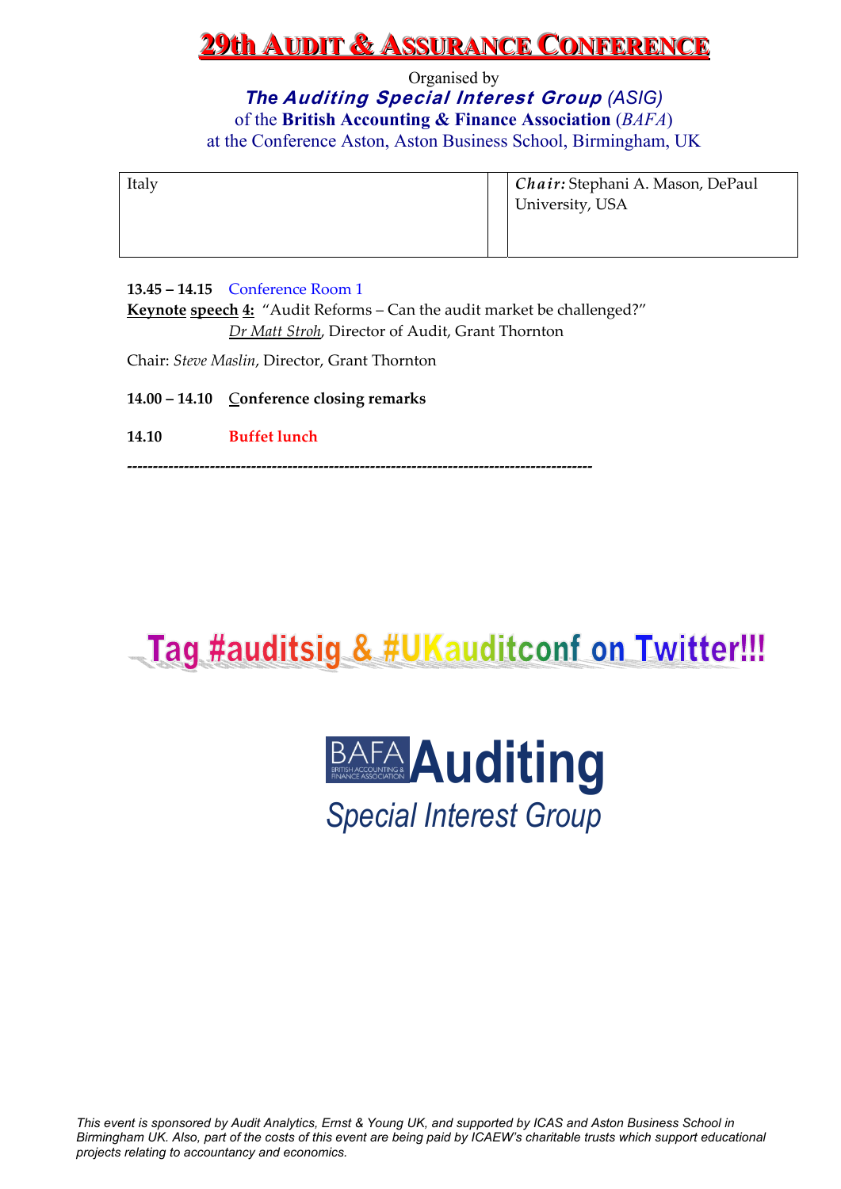# 29th Audit & Assurance Conference

Organised by

***The Auditing Special Interest Group*** *(ASIG)*

of the **British Accounting & Finance Association** (*BAFA*)

at the Conference Aston, Aston Business School, Birmingham, UK

| | | |
|---|---|---|
| Italy | | ***Chair:*** Stephani A. Mason, DePaul University, USA |

**13.45 – 14.15** Conference Room 1

**Keynote speech 4:** "Audit Reforms – Can the audit market be challenged?"
*Dr Matt Stroh*, Director of Audit, Grant Thornton

Chair: *Steve Maslin*, Director, Grant Thornton

**14.00 – 14.10** **Conference closing remarks**

**14.10** **Buffet lunch**

---

**Tag #auditsig & #UKauditconf on Twitter!!!**

BAFA BRITISH ACCOUNTING & FINANCE ASSOCIATION **Auditing**

*Special Interest Group*

*This event is sponsored by Audit Analytics, Ernst & Young UK, and supported by ICAS and Aston Business School in Birmingham UK. Also, part of the costs of this event are being paid by ICAEW's charitable trusts which support educational projects relating to accountancy and economics.*